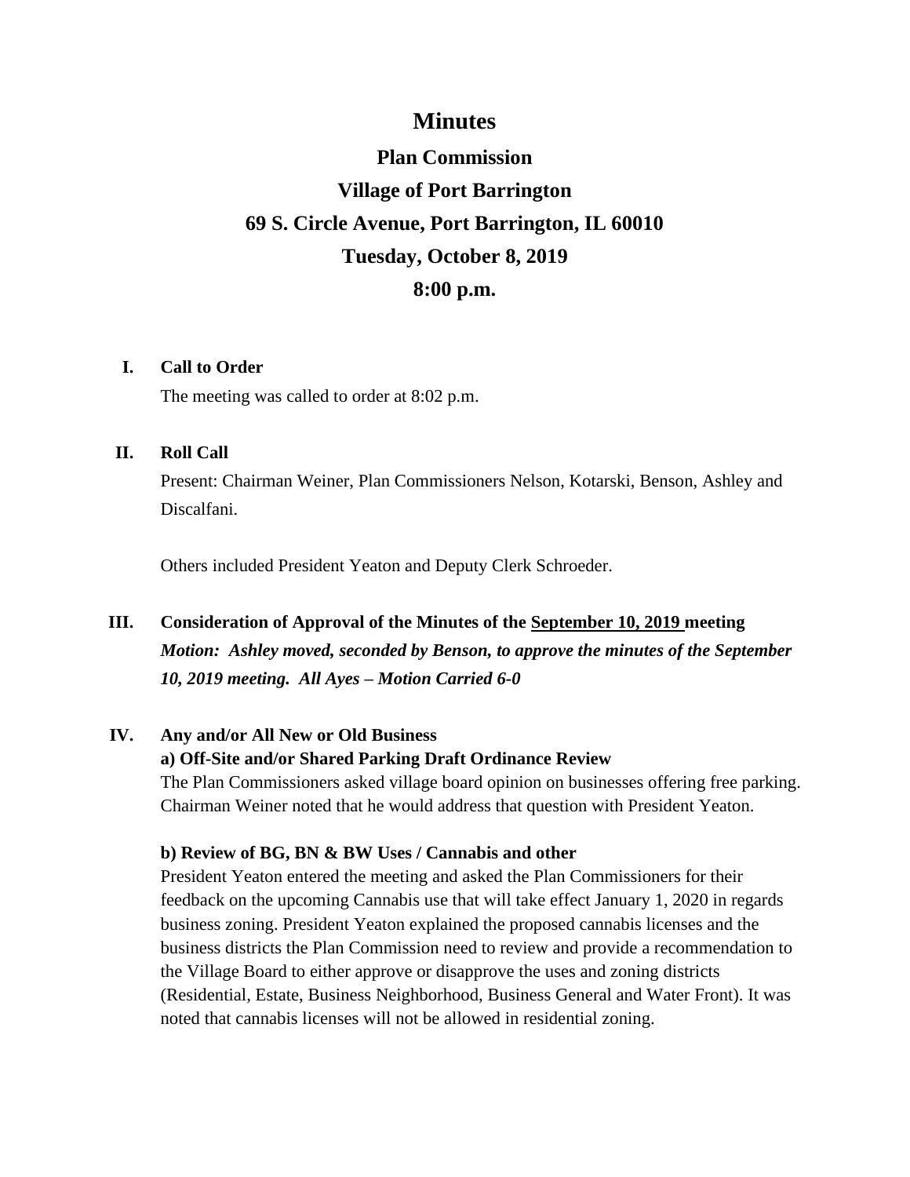# Minutes

## Plan Commission

## Village of Port Barrington

## 69 S. Circle Avenue, Port Barrington, IL 60010

## Tuesday, October 8, 2019

## 8:00 p.m.

**I. Call to Order**

The meeting was called to order at 8:02 p.m.

**II. Roll Call**

Present: Chairman Weiner, Plan Commissioners Nelson, Kotarski, Benson, Ashley and Discalfani.

Others included President Yeaton and Deputy Clerk Schroeder.

**III. Consideration of Approval of the Minutes of the September 10, 2019 meeting**

***Motion: Ashley moved, seconded by Benson, to approve the minutes of the September 10, 2019 meeting. All Ayes – Motion Carried 6-0***

**IV. Any and/or All New or Old Business**

**a) Off-Site and/or Shared Parking Draft Ordinance Review**

The Plan Commissioners asked village board opinion on businesses offering free parking. Chairman Weiner noted that he would address that question with President Yeaton.

**b) Review of BG, BN & BW Uses / Cannabis and other**

President Yeaton entered the meeting and asked the Plan Commissioners for their feedback on the upcoming Cannabis use that will take effect January 1, 2020 in regards business zoning. President Yeaton explained the proposed cannabis licenses and the business districts the Plan Commission need to review and provide a recommendation to the Village Board to either approve or disapprove the uses and zoning districts (Residential, Estate, Business Neighborhood, Business General and Water Front). It was noted that cannabis licenses will not be allowed in residential zoning.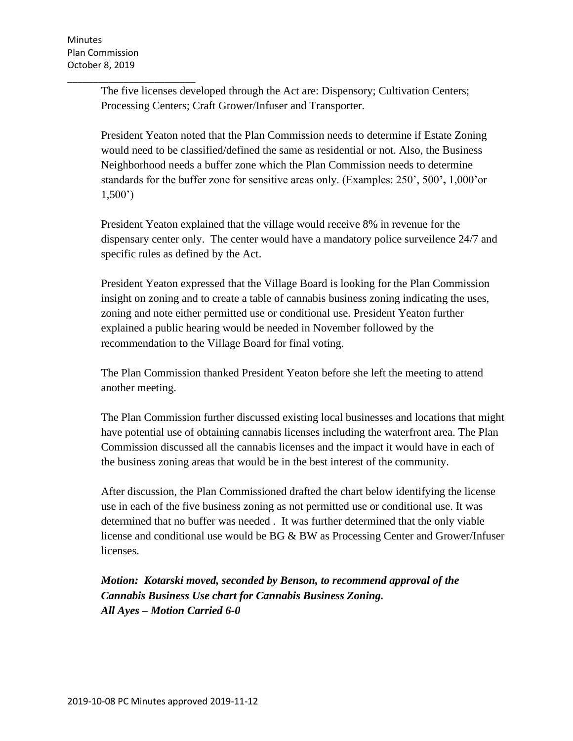The five licenses developed through the Act are: Dispensory; Cultivation Centers; Processing Centers; Craft Grower/Infuser and Transporter.

President Yeaton noted that the Plan Commission needs to determine if Estate Zoning would need to be classified/defined the same as residential or not. Also, the Business Neighborhood needs a buffer zone which the Plan Commission needs to determine standards for the buffer zone for sensitive areas only. (Examples: 250', 500**',** 1,000'or 1,500')

President Yeaton explained that the village would receive 8% in revenue for the dispensary center only. The center would have a mandatory police surveilence 24/7 and specific rules as defined by the Act.

President Yeaton expressed that the Village Board is looking for the Plan Commission insight on zoning and to create a table of cannabis business zoning indicating the uses, zoning and note either permitted use or conditional use. President Yeaton further explained a public hearing would be needed in November followed by the recommendation to the Village Board for final voting.

The Plan Commission thanked President Yeaton before she left the meeting to attend another meeting.

The Plan Commission further discussed existing local businesses and locations that might have potential use of obtaining cannabis licenses including the waterfront area. The Plan Commission discussed all the cannabis licenses and the impact it would have in each of the business zoning areas that would be in the best interest of the community.

After discussion, the Plan Commissioned drafted the chart below identifying the license use in each of the five business zoning as not permitted use or conditional use. It was determined that no buffer was needed . It was further determined that the only viable license and conditional use would be BG & BW as Processing Center and Grower/Infuser licenses.

***Motion: Kotarski moved, seconded by Benson, to recommend approval of the Cannabis Business Use chart for Cannabis Business Zoning.***
***All Ayes – Motion Carried 6-0***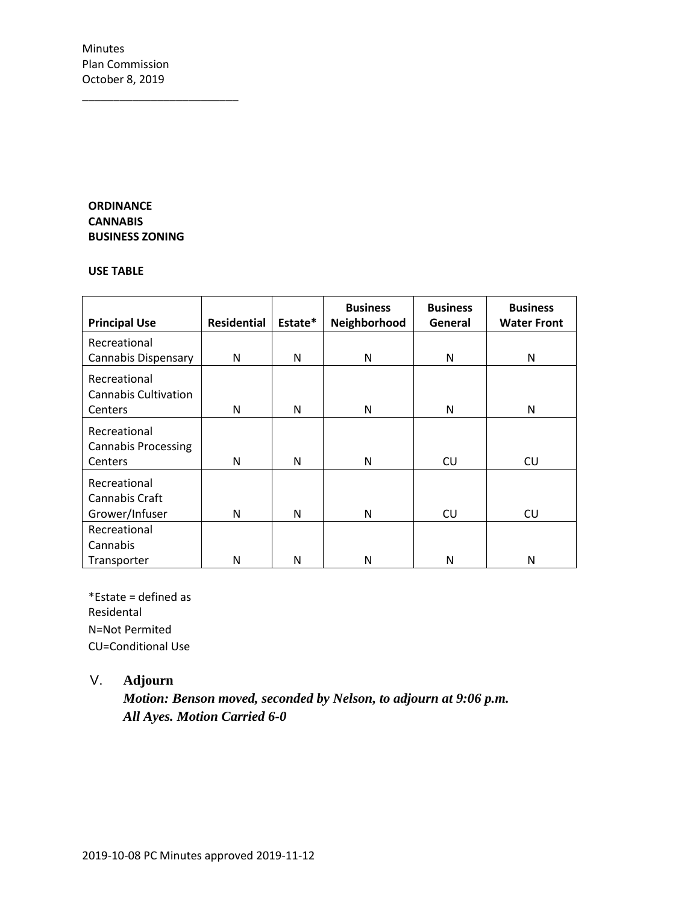**ORDINANCE**
**CANNABIS**
**BUSINESS ZONING**

**USE TABLE**

| Principal Use | Residential | Estate* | Business Neighborhood | Business General | Business Water Front |
|---|---|---|---|---|---|
| Recreational Cannabis Dispensary | N | N | N | N | N |
| Recreational Cannabis Cultivation Centers | N | N | N | N | N |
| Recreational Cannabis Processing Centers | N | N | N | CU | CU |
| Recreational Cannabis Craft Grower/Infuser | N | N | N | CU | CU |
| Recreational Cannabis Transporter | N | N | N | N | N |

*Estate = defined as Residental
N=Not Permited
CU=Conditional Use

V. **Adjourn**

***Motion: Benson moved, seconded by Nelson, to adjourn at 9:06 p.m.***
***All Ayes. Motion Carried 6-0***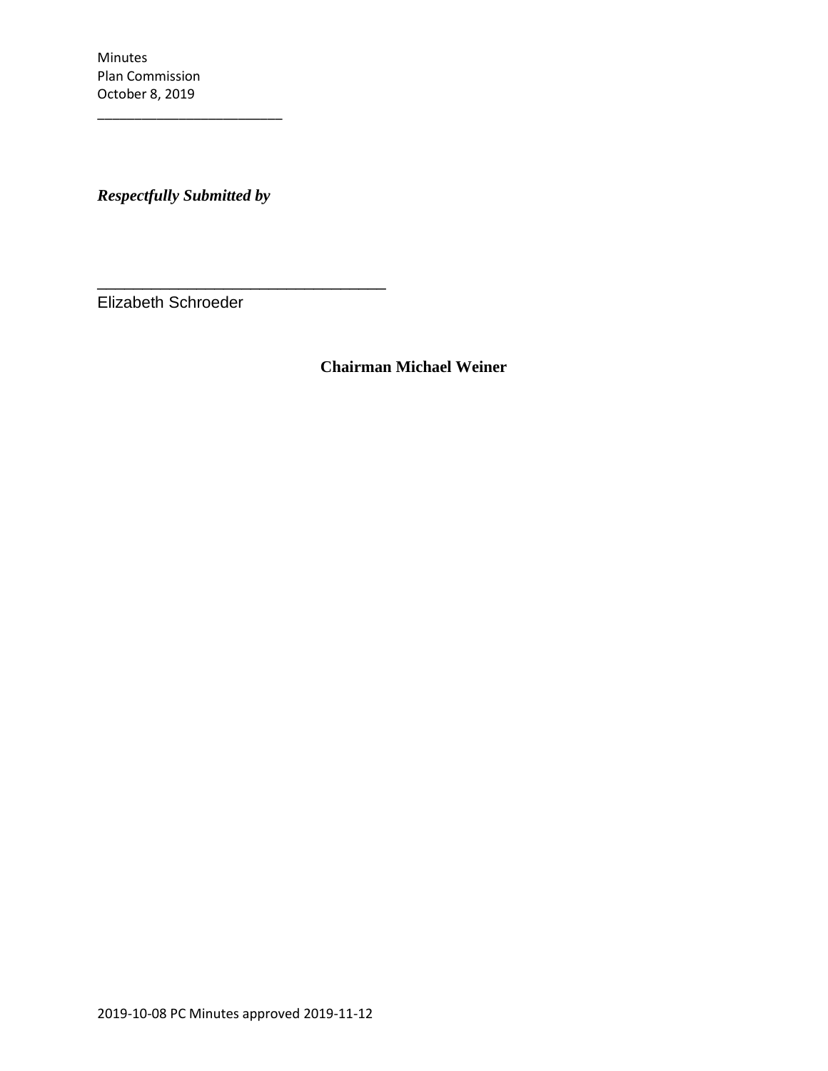***Respectfully Submitted by***

\_\_\_\_\_\_\_\_\_\_\_\_\_\_\_\_\_\_\_\_\_\_\_\_\_\_\_\_\_\_\_\_\_\_\_

Elizabeth Schroeder

**Chairman Michael Weiner**